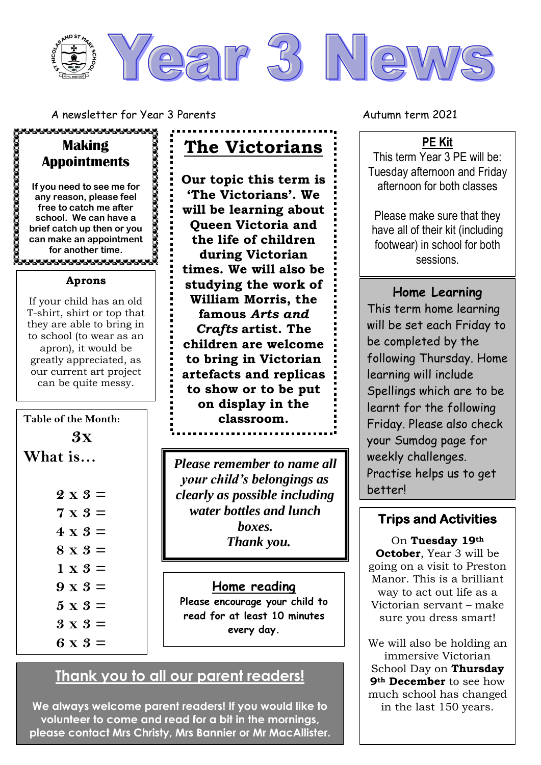# Year 3 News

A newsletter for Year 3 Parents

Autumn term 2021

## Making Appointments

**If you need to see me for any reason, please feel free to catch me after school. We can have a brief catch up then or you can make an appointment for another time.**

### Aprons

If your child has an old T-shirt, shirt or top that they are able to bring in to school (to wear as an apron), it would be greatly appreciated, as our current art project can be quite messy.

### Table of the Month:

**3x**

**What is…**

$2 \times 3 =$

$7 \times 3 =$

$4 \times 3 =$

$8 \times 3 =$

$1 \times 3 =$

$9 \times 3 =$

$5 \times 3 =$

$3 \times 3 =$

$6 \times 3 =$

## The Victorians

**Our topic this term is 'The Victorians'. We will be learning about Queen Victoria and the life of children during Victorian times. We will also be studying the work of William Morris, the famous *Arts and Crafts* artist. The children are welcome to bring in Victorian artefacts and replicas to show or to be put on display in the classroom.**

***Please remember to name all your child's belongings as clearly as possible including water bottles and lunch boxes.***
***Thank you.***

### Home reading

**Please encourage your child to read for at least 10 minutes every day.**

## Thank you to all our parent readers!

**We always welcome parent readers! If you would like to volunteer to come and read for a bit in the mornings, please contact Mrs Christy, Mrs Bannier or Mr MacAllister.**

### PE Kit

This term Year 3 PE will be: Tuesday afternoon and Friday afternoon for both classes

Please make sure that they have all of their kit (including footwear) in school for both sessions.

### Home Learning

This term home learning will be set each Friday to be completed by the following Thursday. Home learning will include Spellings which are to be learnt for the following Friday. Please also check your Sumdog page for weekly challenges. Practise helps us to get better!

### Trips and Activities

On **Tuesday 19th October**, Year 3 will be going on a visit to Preston Manor. This is a brilliant way to act out life as a Victorian servant – make sure you dress smart!

We will also be holding an immersive Victorian School Day on **Thursday 9th December** to see how much school has changed in the last 150 years.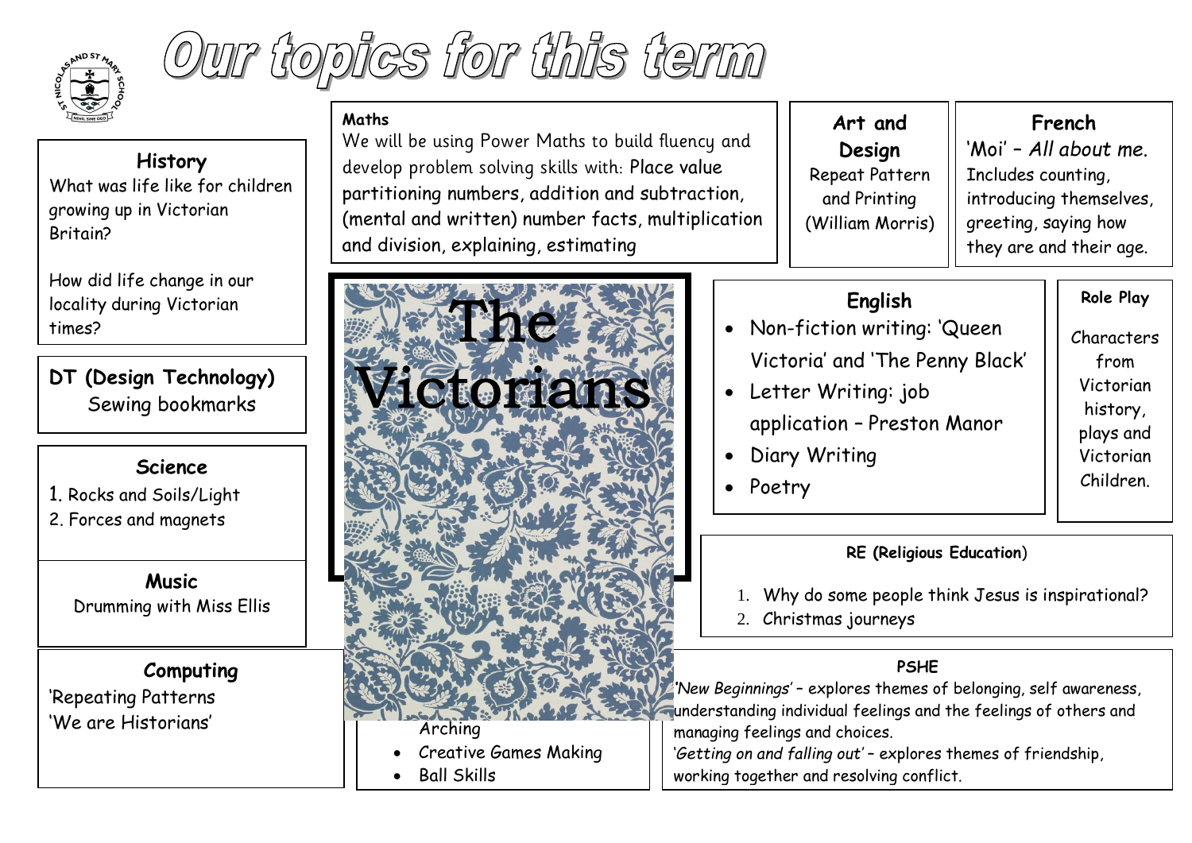# Our topics for this term

## History

What was life like for children growing up in Victorian Britain?

How did life change in our locality during Victorian times?

## DT (Design Technology)

Sewing bookmarks

## Science

1. Rocks and Soils/Light
2. Forces and magnets

## Music

Drumming with Miss Ellis

## Computing

'Repeating Patterns

'We are Historians'

## Maths

We will be using Power Maths to build fluency and develop problem solving skills with: Place value partitioning numbers, addition and subtraction, (mental and written) number facts, multiplication and division, explaining, estimating

## The Victorians

- Arching
- Creative Games Making
- Ball Skills

## Art and Design

Repeat Pattern and Printing (William Morris)

## French

'Moi' – *All about me.* Includes counting, introducing themselves, greeting, saying how they are and their age.

## English

- Non-fiction writing: 'Queen Victoria' and 'The Penny Black'
- Letter Writing: job application – Preston Manor
- Diary Writing
- Poetry

## Role Play

Characters from Victorian history, plays and Victorian Children.

## RE (Religious Education)

1. Why do some people think Jesus is inspirational?
2. Christmas journeys

## PSHE

*'New Beginnings'* – explores themes of belonging, self awareness, understanding individual feelings and the feelings of others and managing feelings and choices.

*'Getting on and falling out'* – explores themes of friendship, working together and resolving conflict.